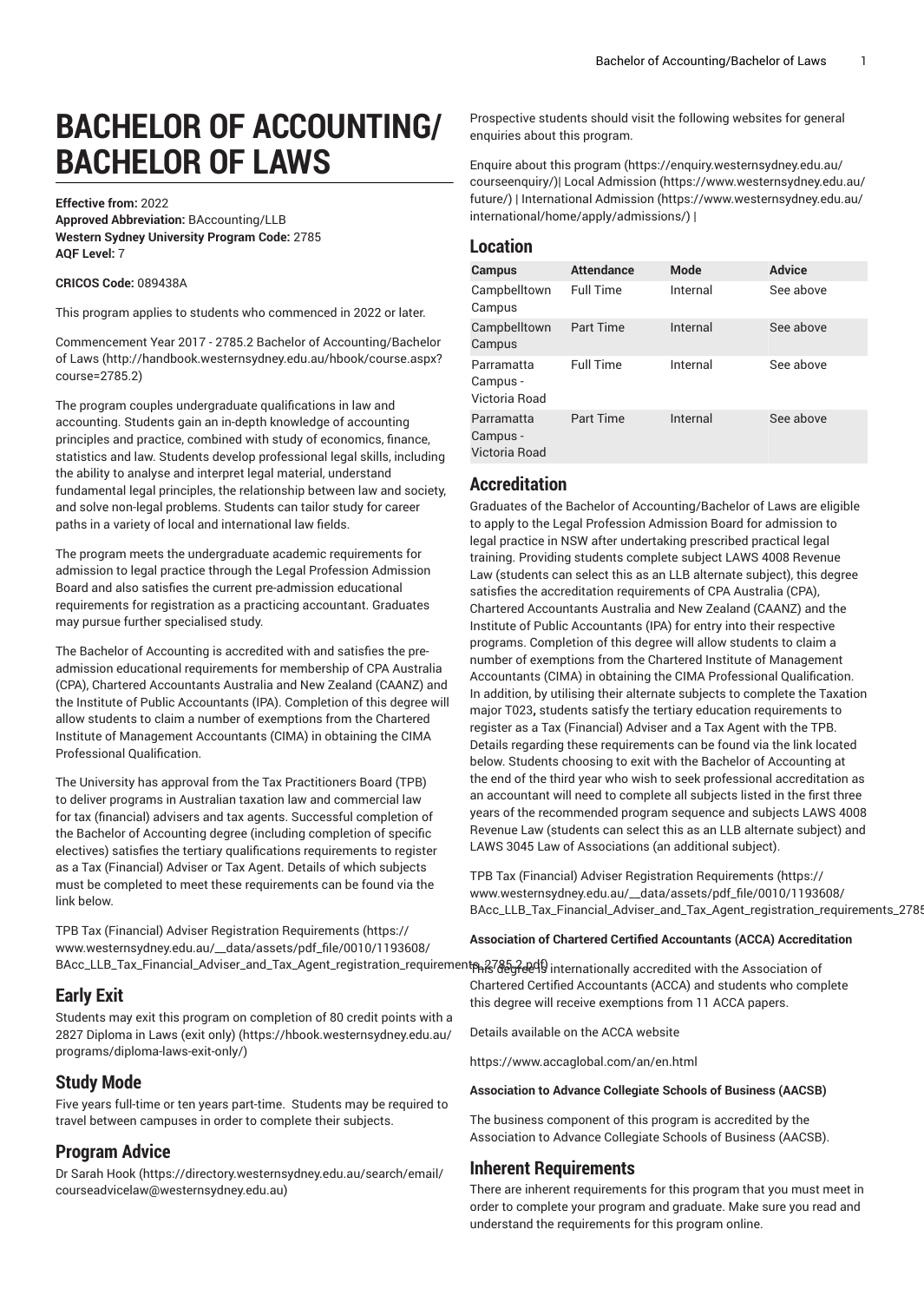# BACHELOR OF ACCOUNTING/ BACHELOR OF LAWS

**Effective from:** 2022
**Approved Abbreviation:** BAccounting/LLB
**Western Sydney University Program Code:** 2785
**AQF Level:** 7

**CRICOS Code:** 089438A

This program applies to students who commenced in 2022 or later.

Commencement Year 2017 - 2785.2 Bachelor of Accounting/Bachelor of Laws (http://handbook.westernsydney.edu.au/hbook/course.aspx?course=2785.2)

The program couples undergraduate qualifications in law and accounting. Students gain an in-depth knowledge of accounting principles and practice, combined with study of economics, finance, statistics and law. Students develop professional legal skills, including the ability to analyse and interpret legal material, understand fundamental legal principles, the relationship between law and society, and solve non-legal problems. Students can tailor study for career paths in a variety of local and international law fields.

The program meets the undergraduate academic requirements for admission to legal practice through the Legal Profession Admission Board and also satisfies the current pre-admission educational requirements for registration as a practicing accountant. Graduates may pursue further specialised study.

The Bachelor of Accounting is accredited with and satisfies the pre-admission educational requirements for membership of CPA Australia (CPA), Chartered Accountants Australia and New Zealand (CAANZ) and the Institute of Public Accountants (IPA). Completion of this degree will allow students to claim a number of exemptions from the Chartered Institute of Management Accountants (CIMA) in obtaining the CIMA Professional Qualification.

The University has approval from the Tax Practitioners Board (TPB) to deliver programs in Australian taxation law and commercial law for tax (financial) advisers and tax agents. Successful completion of the Bachelor of Accounting degree (including completion of specific electives) satisfies the tertiary qualifications requirements to register as a Tax (Financial) Adviser or Tax Agent. Details of which subjects must be completed to meet these requirements can be found via the link below.

TPB Tax (Financial) Adviser Registration Requirements (https://www.westernsydney.edu.au/__data/assets/pdf_file/0010/1193608/BAcc_LLB_Tax_Financial_Adviser_and_Tax_Agent_registration_requirements_2785.2.pdf)

## Early Exit

Students may exit this program on completion of 80 credit points with a 2827 Diploma in Laws (exit only) (https://hbook.westernsydney.edu.au/programs/diploma-laws-exit-only/)

## Study Mode

Five years full-time or ten years part-time. Students may be required to travel between campuses in order to complete their subjects.

## Program Advice

Dr Sarah Hook (https://directory.westernsydney.edu.au/search/email/courseadvicelaw@westernsydney.edu.au)

Prospective students should visit the following websites for general enquiries about this program.

Enquire about this program (https://enquiry.westernsydney.edu.au/courseenquiry/)| Local Admission (https://www.westernsydney.edu.au/future/) | International Admission (https://www.westernsydney.edu.au/international/home/apply/admissions/) |

## Location

| Campus | Attendance | Mode | Advice |
|---|---|---|---|
| Campbelltown Campus | Full Time | Internal | See above |
| Campbelltown Campus | Part Time | Internal | See above |
| Parramatta Campus - Victoria Road | Full Time | Internal | See above |
| Parramatta Campus - Victoria Road | Part Time | Internal | See above |

## Accreditation

Graduates of the Bachelor of Accounting/Bachelor of Laws are eligible to apply to the Legal Profession Admission Board for admission to legal practice in NSW after undertaking prescribed practical legal training. Providing students complete subject LAWS 4008 Revenue Law (students can select this as an LLB alternate subject), this degree satisfies the accreditation requirements of CPA Australia (CPA), Chartered Accountants Australia and New Zealand (CAANZ) and the Institute of Public Accountants (IPA) for entry into their respective programs. Completion of this degree will allow students to claim a number of exemptions from the Chartered Institute of Management Accountants (CIMA) in obtaining the CIMA Professional Qualification. In addition, by utilising their alternate subjects to complete the Taxation major T023**,** students satisfy the tertiary education requirements to register as a Tax (Financial) Adviser and a Tax Agent with the TPB. Details regarding these requirements can be found via the link located below. Students choosing to exit with the Bachelor of Accounting at the end of the third year who wish to seek professional accreditation as an accountant will need to complete all subjects listed in the first three years of the recommended program sequence and subjects LAWS 4008 Revenue Law (students can select this as an LLB alternate subject) and LAWS 3045 Law of Associations (an additional subject).

TPB Tax (Financial) Adviser Registration Requirements (https://www.westernsydney.edu.au/__data/assets/pdf_file/0010/1193608/BAcc_LLB_Tax_Financial_Adviser_and_Tax_Agent_registration_requirements_2785

**Association of Chartered Certified Accountants (ACCA) Accreditation**

This degree is internationally accredited with the Association of Chartered Certified Accountants (ACCA) and students who complete this degree will receive exemptions from 11 ACCA papers.

Details available on the ACCA website

https://www.accaglobal.com/an/en.html

**Association to Advance Collegiate Schools of Business (AACSB)**

The business component of this program is accredited by the Association to Advance Collegiate Schools of Business (AACSB).

## Inherent Requirements

There are inherent requirements for this program that you must meet in order to complete your program and graduate. Make sure you read and understand the requirements for this program online.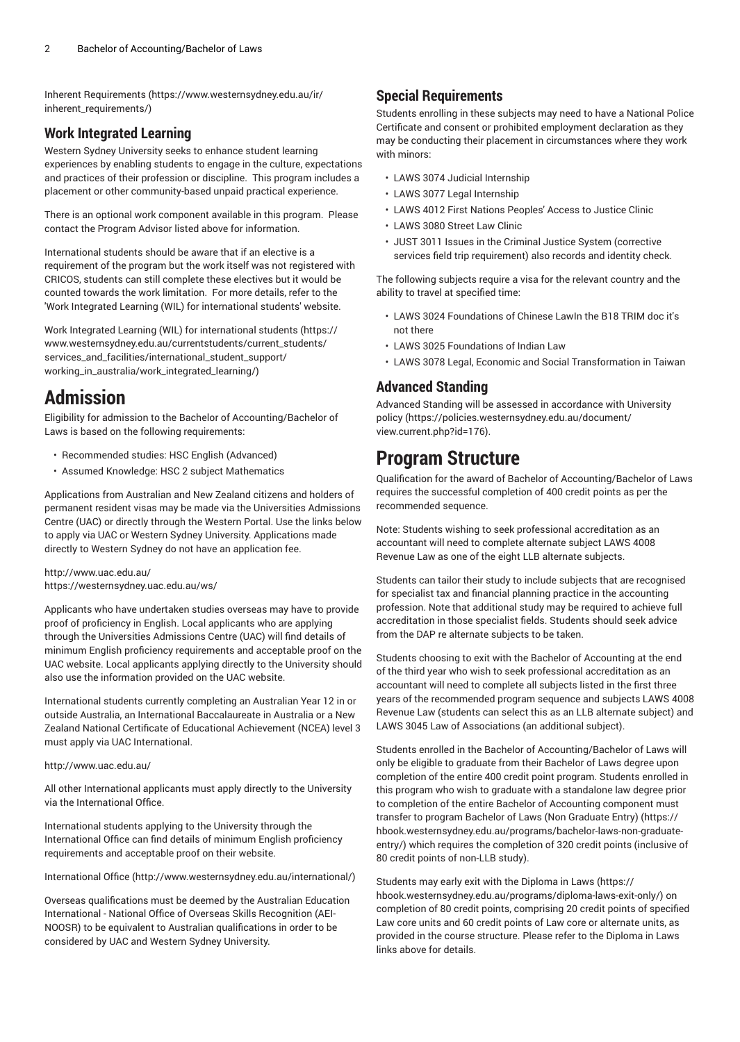Inherent Requirements (https://www.westernsydney.edu.au/ir/inherent_requirements/)

### Work Integrated Learning

Western Sydney University seeks to enhance student learning experiences by enabling students to engage in the culture, expectations and practices of their profession or discipline. This program includes a placement or other community-based unpaid practical experience.

There is an optional work component available in this program. Please contact the Program Advisor listed above for information.

International students should be aware that if an elective is a requirement of the program but the work itself was not registered with CRICOS, students can still complete these electives but it would be counted towards the work limitation. For more details, refer to the 'Work Integrated Learning (WIL) for international students' website.

Work Integrated Learning (WIL) for international students (https://www.westernsydney.edu.au/currentstudents/current_students/services_and_facilities/international_student_support/working_in_australia/work_integrated_learning/)

# Admission

Eligibility for admission to the Bachelor of Accounting/Bachelor of Laws is based on the following requirements:

- Recommended studies: HSC English (Advanced)
- Assumed Knowledge: HSC 2 subject Mathematics

Applications from Australian and New Zealand citizens and holders of permanent resident visas may be made via the Universities Admissions Centre (UAC) or directly through the Western Portal. Use the links below to apply via UAC or Western Sydney University. Applications made directly to Western Sydney do not have an application fee.

http://www.uac.edu.au/
https://westernsydney.uac.edu.au/ws/

Applicants who have undertaken studies overseas may have to provide proof of proficiency in English. Local applicants who are applying through the Universities Admissions Centre (UAC) will find details of minimum English proficiency requirements and acceptable proof on the UAC website. Local applicants applying directly to the University should also use the information provided on the UAC website.

International students currently completing an Australian Year 12 in or outside Australia, an International Baccalaureate in Australia or a New Zealand National Certificate of Educational Achievement (NCEA) level 3 must apply via UAC International.

http://www.uac.edu.au/

All other International applicants must apply directly to the University via the International Office.

International students applying to the University through the International Office can find details of minimum English proficiency requirements and acceptable proof on their website.

International Office (http://www.westernsydney.edu.au/international/)

Overseas qualifications must be deemed by the Australian Education International - National Office of Overseas Skills Recognition (AEI-NOOSR) to be equivalent to Australian qualifications in order to be considered by UAC and Western Sydney University.

### Special Requirements

Students enrolling in these subjects may need to have a National Police Certificate and consent or prohibited employment declaration as they may be conducting their placement in circumstances where they work with minors:

- LAWS 3074 Judicial Internship
- LAWS 3077 Legal Internship
- LAWS 4012 First Nations Peoples' Access to Justice Clinic
- LAWS 3080 Street Law Clinic
- JUST 3011 Issues in the Criminal Justice System (corrective services field trip requirement) also records and identity check.

The following subjects require a visa for the relevant country and the ability to travel at specified time:

- LAWS 3024 Foundations of Chinese LawIn the B18 TRIM doc it's not there
- LAWS 3025 Foundations of Indian Law
- LAWS 3078 Legal, Economic and Social Transformation in Taiwan

### Advanced Standing

Advanced Standing will be assessed in accordance with University policy (https://policies.westernsydney.edu.au/document/view.current.php?id=176).

# Program Structure

Qualification for the award of Bachelor of Accounting/Bachelor of Laws requires the successful completion of 400 credit points as per the recommended sequence.

Note: Students wishing to seek professional accreditation as an accountant will need to complete alternate subject LAWS 4008 Revenue Law as one of the eight LLB alternate subjects.

Students can tailor their study to include subjects that are recognised for specialist tax and financial planning practice in the accounting profession. Note that additional study may be required to achieve full accreditation in those specialist fields. Students should seek advice from the DAP re alternate subjects to be taken.

Students choosing to exit with the Bachelor of Accounting at the end of the third year who wish to seek professional accreditation as an accountant will need to complete all subjects listed in the first three years of the recommended program sequence and subjects LAWS 4008 Revenue Law (students can select this as an LLB alternate subject) and LAWS 3045 Law of Associations (an additional subject).

Students enrolled in the Bachelor of Accounting/Bachelor of Laws will only be eligible to graduate from their Bachelor of Laws degree upon completion of the entire 400 credit point program. Students enrolled in this program who wish to graduate with a standalone law degree prior to completion of the entire Bachelor of Accounting component must transfer to program Bachelor of Laws (Non Graduate Entry) (https://hbook.westernsydney.edu.au/programs/bachelor-laws-non-graduate-entry/) which requires the completion of 320 credit points (inclusive of 80 credit points of non-LLB study).

Students may early exit with the Diploma in Laws (https://hbook.westernsydney.edu.au/programs/diploma-laws-exit-only/) on completion of 80 credit points, comprising 20 credit points of specified Law core units and 60 credit points of Law core or alternate units, as provided in the course structure. Please refer to the Diploma in Laws links above for details.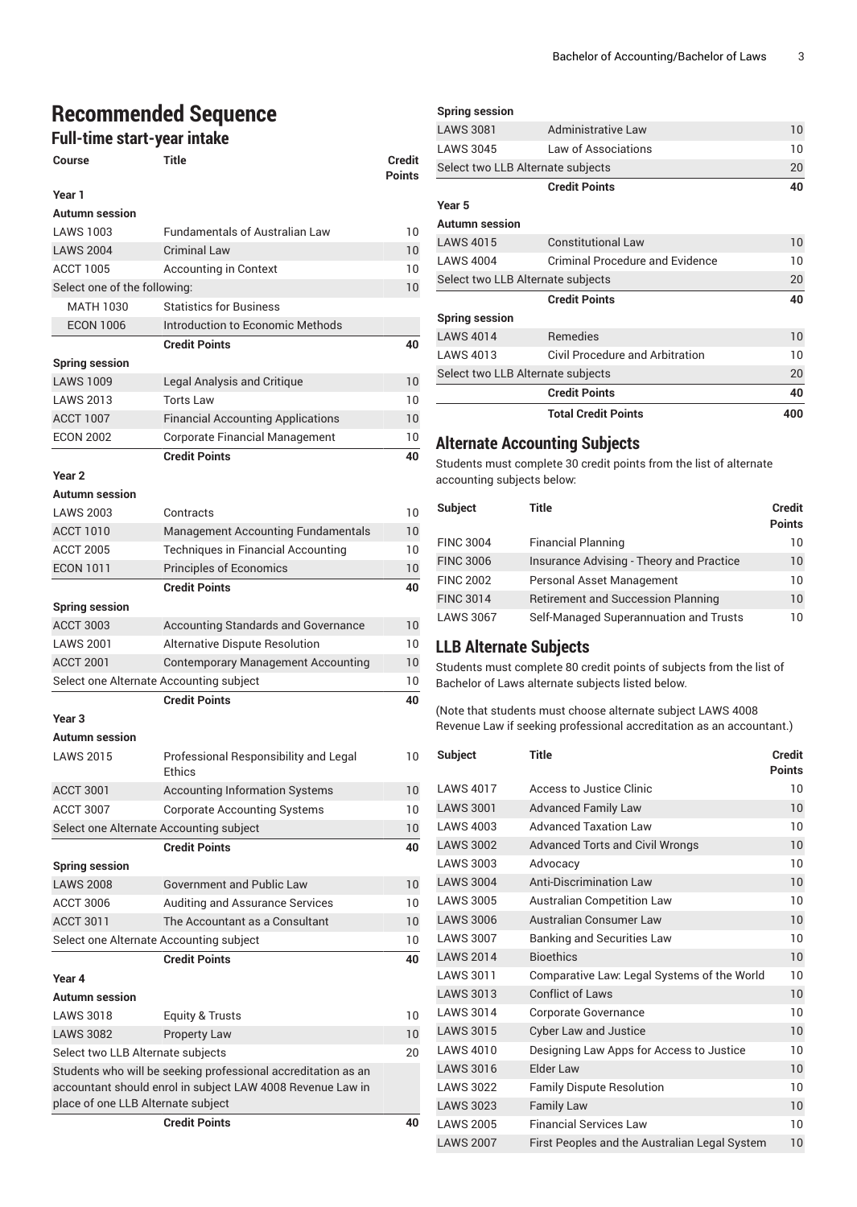# Recommended Sequence

## Full-time start-year intake

| Course | Title | Credit Points |
|---|---|---|
| **Year 1** | | |
| **Autumn session** | | |
| LAWS 1003 | Fundamentals of Australian Law | 10 |
| LAWS 2004 | Criminal Law | 10 |
| ACCT 1005 | Accounting in Context | 10 |
| Select one of the following: | | 10 |
| MATH 1030 | Statistics for Business | |
| ECON 1006 | Introduction to Economic Methods | |
| | **Credit Points** | **40** |
| **Spring session** | | |
| LAWS 1009 | Legal Analysis and Critique | 10 |
| LAWS 2013 | Torts Law | 10 |
| ACCT 1007 | Financial Accounting Applications | 10 |
| ECON 2002 | Corporate Financial Management | 10 |
| | **Credit Points** | **40** |
| **Year 2** | | |
| **Autumn session** | | |
| LAWS 2003 | Contracts | 10 |
| ACCT 1010 | Management Accounting Fundamentals | 10 |
| ACCT 2005 | Techniques in Financial Accounting | 10 |
| ECON 1011 | Principles of Economics | 10 |
| | **Credit Points** | **40** |
| **Spring session** | | |
| ACCT 3003 | Accounting Standards and Governance | 10 |
| LAWS 2001 | Alternative Dispute Resolution | 10 |
| ACCT 2001 | Contemporary Management Accounting | 10 |
| Select one Alternate Accounting subject | | 10 |
| | **Credit Points** | **40** |
| **Year 3** | | |
| **Autumn session** | | |
| LAWS 2015 | Professional Responsibility and Legal Ethics | 10 |
| ACCT 3001 | Accounting Information Systems | 10 |
| ACCT 3007 | Corporate Accounting Systems | 10 |
| Select one Alternate Accounting subject | | 10 |
| | **Credit Points** | **40** |
| **Spring session** | | |
| LAWS 2008 | Government and Public Law | 10 |
| ACCT 3006 | Auditing and Assurance Services | 10 |
| ACCT 3011 | The Accountant as a Consultant | 10 |
| Select one Alternate Accounting subject | | 10 |
| | **Credit Points** | **40** |
| **Year 4** | | |
| **Autumn session** | | |
| LAWS 3018 | Equity & Trusts | 10 |
| LAWS 3082 | Property Law | 10 |
| Select two LLB Alternate subjects | | 20 |
| Students who will be seeking professional accreditation as an accountant should enrol in subject LAW 4008 Revenue Law in place of one LLB Alternate subject | | |
| | **Credit Points** | **40** |
| **Spring session** | | |
| LAWS 3081 | Administrative Law | 10 |
| LAWS 3045 | Law of Associations | 10 |
| Select two LLB Alternate subjects | | 20 |
| | **Credit Points** | **40** |
| **Year 5** | | |
| **Autumn session** | | |
| LAWS 4015 | Constitutional Law | 10 |
| LAWS 4004 | Criminal Procedure and Evidence | 10 |
| Select two LLB Alternate subjects | | 20 |
| | **Credit Points** | **40** |
| **Spring session** | | |
| LAWS 4014 | Remedies | 10 |
| LAWS 4013 | Civil Procedure and Arbitration | 10 |
| Select two LLB Alternate subjects | | 20 |
| | **Credit Points** | **40** |
| | **Total Credit Points** | **400** |

## Alternate Accounting Subjects

Students must complete 30 credit points from the list of alternate accounting subjects below:

| Subject | Title | Credit Points |
|---|---|---|
| FINC 3004 | Financial Planning | 10 |
| FINC 3006 | Insurance Advising - Theory and Practice | 10 |
| FINC 2002 | Personal Asset Management | 10 |
| FINC 3014 | Retirement and Succession Planning | 10 |
| LAWS 3067 | Self-Managed Superannuation and Trusts | 10 |

## LLB Alternate Subjects

Students must complete 80 credit points of subjects from the list of Bachelor of Laws alternate subjects listed below.

(Note that students must choose alternate subject LAWS 4008 Revenue Law if seeking professional accreditation as an accountant.)

| Subject | Title | Credit Points |
|---|---|---|
| LAWS 4017 | Access to Justice Clinic | 10 |
| LAWS 3001 | Advanced Family Law | 10 |
| LAWS 4003 | Advanced Taxation Law | 10 |
| LAWS 3002 | Advanced Torts and Civil Wrongs | 10 |
| LAWS 3003 | Advocacy | 10 |
| LAWS 3004 | Anti-Discrimination Law | 10 |
| LAWS 3005 | Australian Competition Law | 10 |
| LAWS 3006 | Australian Consumer Law | 10 |
| LAWS 3007 | Banking and Securities Law | 10 |
| LAWS 2014 | Bioethics | 10 |
| LAWS 3011 | Comparative Law: Legal Systems of the World | 10 |
| LAWS 3013 | Conflict of Laws | 10 |
| LAWS 3014 | Corporate Governance | 10 |
| LAWS 3015 | Cyber Law and Justice | 10 |
| LAWS 4010 | Designing Law Apps for Access to Justice | 10 |
| LAWS 3016 | Elder Law | 10 |
| LAWS 3022 | Family Dispute Resolution | 10 |
| LAWS 3023 | Family Law | 10 |
| LAWS 2005 | Financial Services Law | 10 |
| LAWS 2007 | First Peoples and the Australian Legal System | 10 |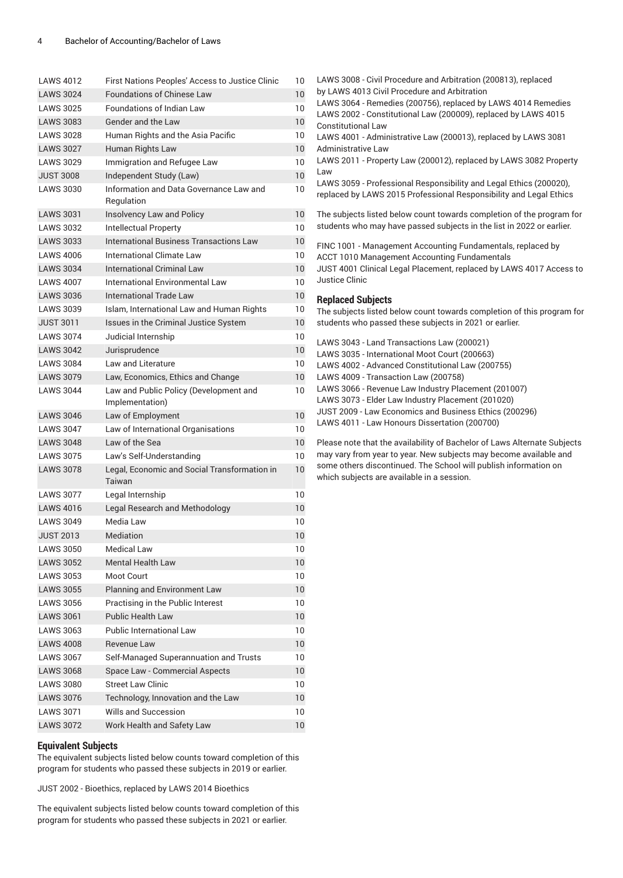| | | |
|---|---|---|
| LAWS 4012 | First Nations Peoples' Access to Justice Clinic | 10 |
| LAWS 3024 | Foundations of Chinese Law | 10 |
| LAWS 3025 | Foundations of Indian Law | 10 |
| LAWS 3083 | Gender and the Law | 10 |
| LAWS 3028 | Human Rights and the Asia Pacific | 10 |
| LAWS 3027 | Human Rights Law | 10 |
| LAWS 3029 | Immigration and Refugee Law | 10 |
| JUST 3008 | Independent Study (Law) | 10 |
| LAWS 3030 | Information and Data Governance Law and Regulation | 10 |
| LAWS 3031 | Insolvency Law and Policy | 10 |
| LAWS 3032 | Intellectual Property | 10 |
| LAWS 3033 | International Business Transactions Law | 10 |
| LAWS 4006 | International Climate Law | 10 |
| LAWS 3034 | International Criminal Law | 10 |
| LAWS 4007 | International Environmental Law | 10 |
| LAWS 3036 | International Trade Law | 10 |
| LAWS 3039 | Islam, International Law and Human Rights | 10 |
| JUST 3011 | Issues in the Criminal Justice System | 10 |
| LAWS 3074 | Judicial Internship | 10 |
| LAWS 3042 | Jurisprudence | 10 |
| LAWS 3084 | Law and Literature | 10 |
| LAWS 3079 | Law, Economics, Ethics and Change | 10 |
| LAWS 3044 | Law and Public Policy (Development and Implementation) | 10 |
| LAWS 3046 | Law of Employment | 10 |
| LAWS 3047 | Law of International Organisations | 10 |
| LAWS 3048 | Law of the Sea | 10 |
| LAWS 3075 | Law's Self-Understanding | 10 |
| LAWS 3078 | Legal, Economic and Social Transformation in Taiwan | 10 |
| LAWS 3077 | Legal Internship | 10 |
| LAWS 4016 | Legal Research and Methodology | 10 |
| LAWS 3049 | Media Law | 10 |
| JUST 2013 | Mediation | 10 |
| LAWS 3050 | Medical Law | 10 |
| LAWS 3052 | Mental Health Law | 10 |
| LAWS 3053 | Moot Court | 10 |
| LAWS 3055 | Planning and Environment Law | 10 |
| LAWS 3056 | Practising in the Public Interest | 10 |
| LAWS 3061 | Public Health Law | 10 |
| LAWS 3063 | Public International Law | 10 |
| LAWS 4008 | Revenue Law | 10 |
| LAWS 3067 | Self-Managed Superannuation and Trusts | 10 |
| LAWS 3068 | Space Law - Commercial Aspects | 10 |
| LAWS 3080 | Street Law Clinic | 10 |
| LAWS 3076 | Technology, Innovation and the Law | 10 |
| LAWS 3071 | Wills and Succession | 10 |
| LAWS 3072 | Work Health and Safety Law | 10 |

### Equivalent Subjects

The equivalent subjects listed below counts toward completion of this program for students who passed these subjects in 2019 or earlier.

JUST 2002 - Bioethics, replaced by LAWS 2014 Bioethics

The equivalent subjects listed below counts toward completion of this program for students who passed these subjects in 2021 or earlier.

LAWS 3008 - Civil Procedure and Arbitration (200813), replaced by LAWS 4013 Civil Procedure and Arbitration
LAWS 3064 - Remedies (200756), replaced by LAWS 4014 Remedies
LAWS 2002 - Constitutional Law (200009), replaced by LAWS 4015 Constitutional Law
LAWS 4001 - Administrative Law (200013), replaced by LAWS 3081 Administrative Law
LAWS 2011 - Property Law (200012), replaced by LAWS 3082 Property Law
LAWS 3059 - Professional Responsibility and Legal Ethics (200020), replaced by LAWS 2015 Professional Responsibility and Legal Ethics

The subjects listed below count towards completion of the program for students who may have passed subjects in the list in 2022 or earlier.

FINC 1001 - Management Accounting Fundamentals, replaced by ACCT 1010 Management Accounting Fundamentals
JUST 4001 Clinical Legal Placement, replaced by LAWS 4017 Access to Justice Clinic

### Replaced Subjects

The subjects listed below count towards completion of this program for students who passed these subjects in 2021 or earlier.

LAWS 3043 - Land Transactions Law (200021)
LAWS 3035 - International Moot Court (200663)
LAWS 4002 - Advanced Constitutional Law (200755)
LAWS 4009 - Transaction Law (200758)
LAWS 3066 - Revenue Law Industry Placement (201007)
LAWS 3073 - Elder Law Industry Placement (201020)
JUST 2009 - Law Economics and Business Ethics (200296)
LAWS 4011 - Law Honours Dissertation (200700)

Please note that the availability of Bachelor of Laws Alternate Subjects may vary from year to year. New subjects may become available and some others discontinued. The School will publish information on which subjects are available in a session.